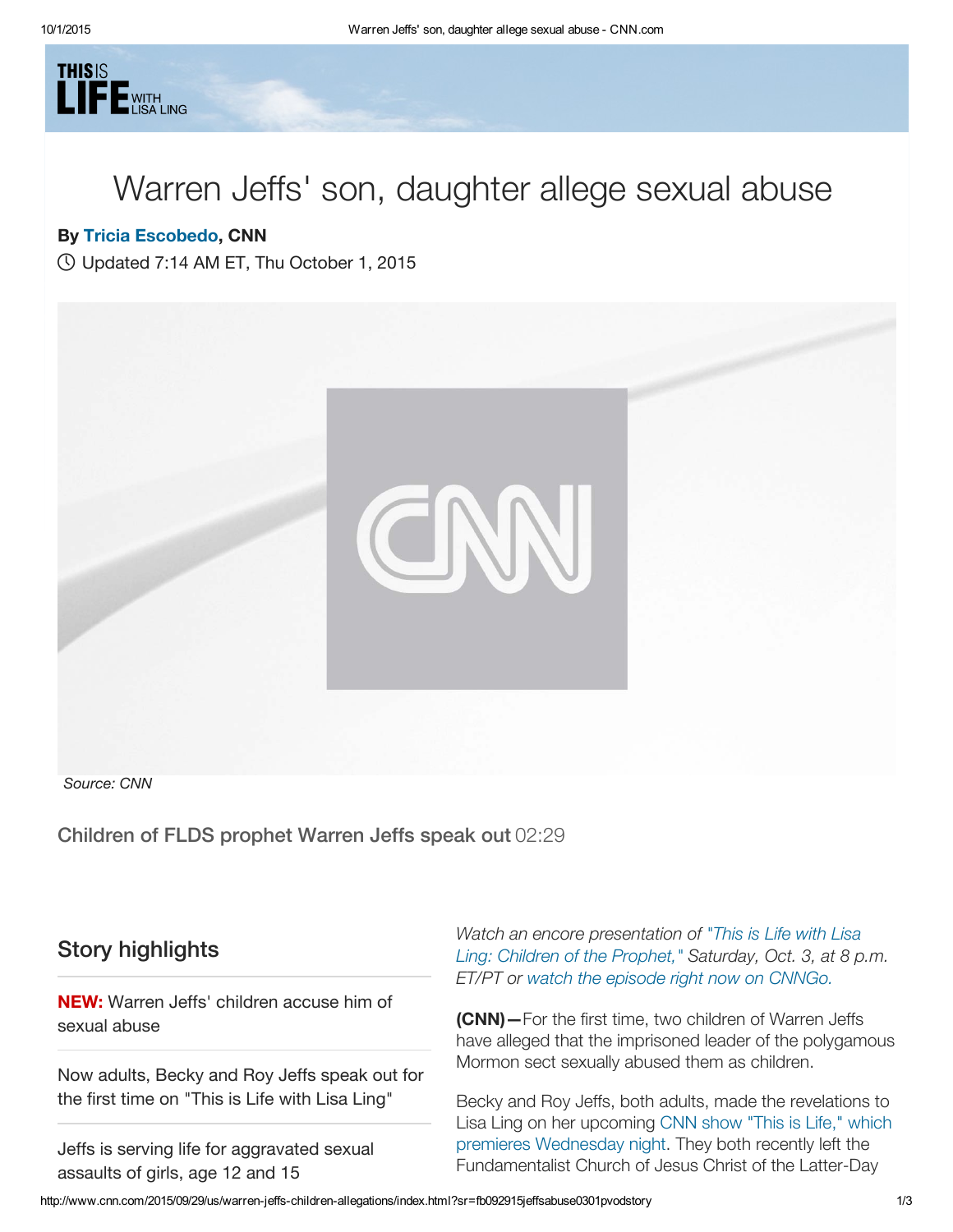THIS IS LIFE WITH LISA LING

# Warren Jeffs' son, daughter allege sexual abuse

**By Tricia Escobedo, CNN**

Updated 7:14 AM ET, Thu October 1, 2015

*Source: CNN*

**Children of FLDS prophet Warren Jeffs speak out** 02:29

## Story highlights

- **NEW:** Warren Jeffs' children accuse him of sexual abuse
- Now adults, Becky and Roy Jeffs speak out for the first time on "This is Life with Lisa Ling"
- Jeffs is serving life for aggravated sexual assaults of girls, age 12 and 15

*Watch an encore presentation of "This is Life with Lisa Ling: Children of the Prophet," Saturday, Oct. 3, at 8 p.m. ET/PT or watch the episode right now on CNNGo.*

**(CNN)—**For the first time, two children of Warren Jeffs have alleged that the imprisoned leader of the polygamous Mormon sect sexually abused them as children.

Becky and Roy Jeffs, both adults, made the revelations to Lisa Ling on her upcoming CNN show "This is Life," which premieres Wednesday night. They both recently left the Fundamentalist Church of Jesus Christ of the Latter-Day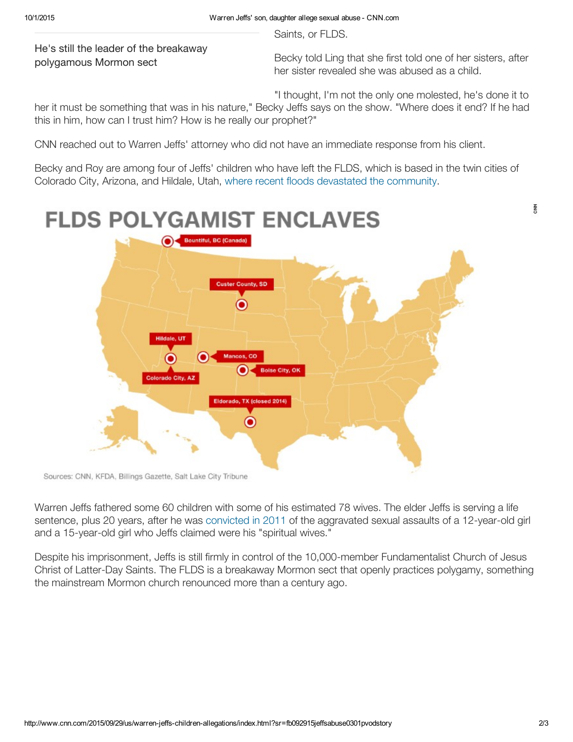He's still the leader of the breakaway polygamous Mormon sect

Saints, or FLDS.

Becky told Ling that she first told one of her sisters, after her sister revealed she was abused as a child.

"I thought, I'm not the only one molested, he's done it to her it must be something that was in his nature," Becky Jeffs says on the show. "Where does it end? If he had this in him, how can I trust him? How is he really our prophet?"

CNN reached out to Warren Jeffs' attorney who did not have an immediate response from his client.

Becky and Roy are among four of Jeffs' children who have left the FLDS, which is based in the twin cities of Colorado City, Arizona, and Hildale, Utah, where recent floods devastated the community.

**FLDS POLYGAMIST ENCLAVES**

- Bountiful, BC (Canada)
- Custer County, SD
- Hildale, UT
- Mancos, CO
- Boise City, OK
- Colorado City, AZ
- Eldorado, TX (closed 2014)

Sources: CNN, KFDA, Billings Gazette, Salt Lake City Tribune

Warren Jeffs fathered some 60 children with some of his estimated 78 wives. The elder Jeffs is serving a life sentence, plus 20 years, after he was convicted in 2011 of the aggravated sexual assaults of a 12-year-old girl and a 15-year-old girl who Jeffs claimed were his "spiritual wives."

Despite his imprisonment, Jeffs is still firmly in control of the 10,000-member Fundamentalist Church of Jesus Christ of Latter-Day Saints. The FLDS is a breakaway Mormon sect that openly practices polygamy, something the mainstream Mormon church renounced more than a century ago.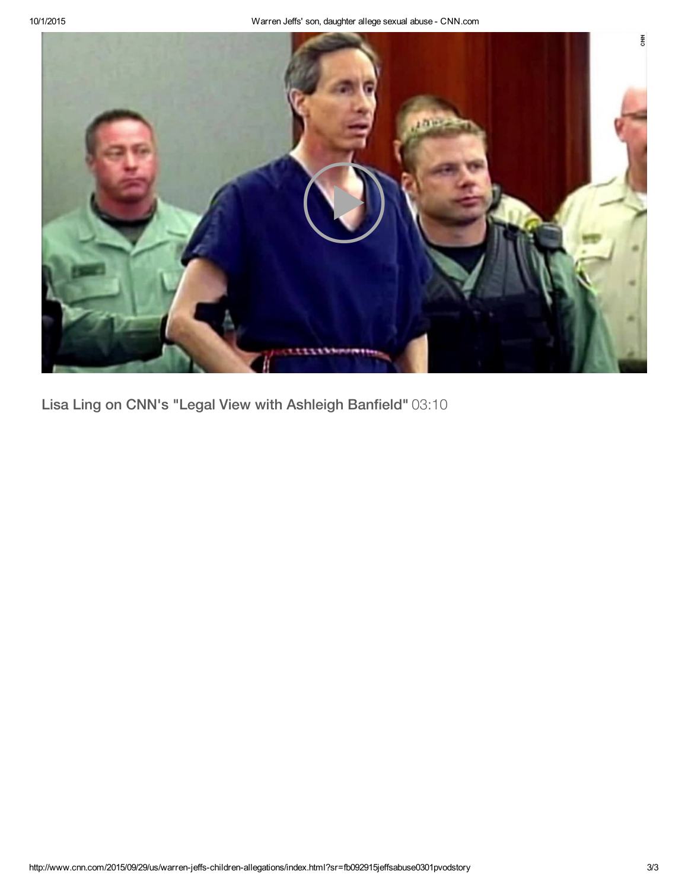Lisa Ling on CNN's "Legal View with Ashleigh Banfield" 03:10